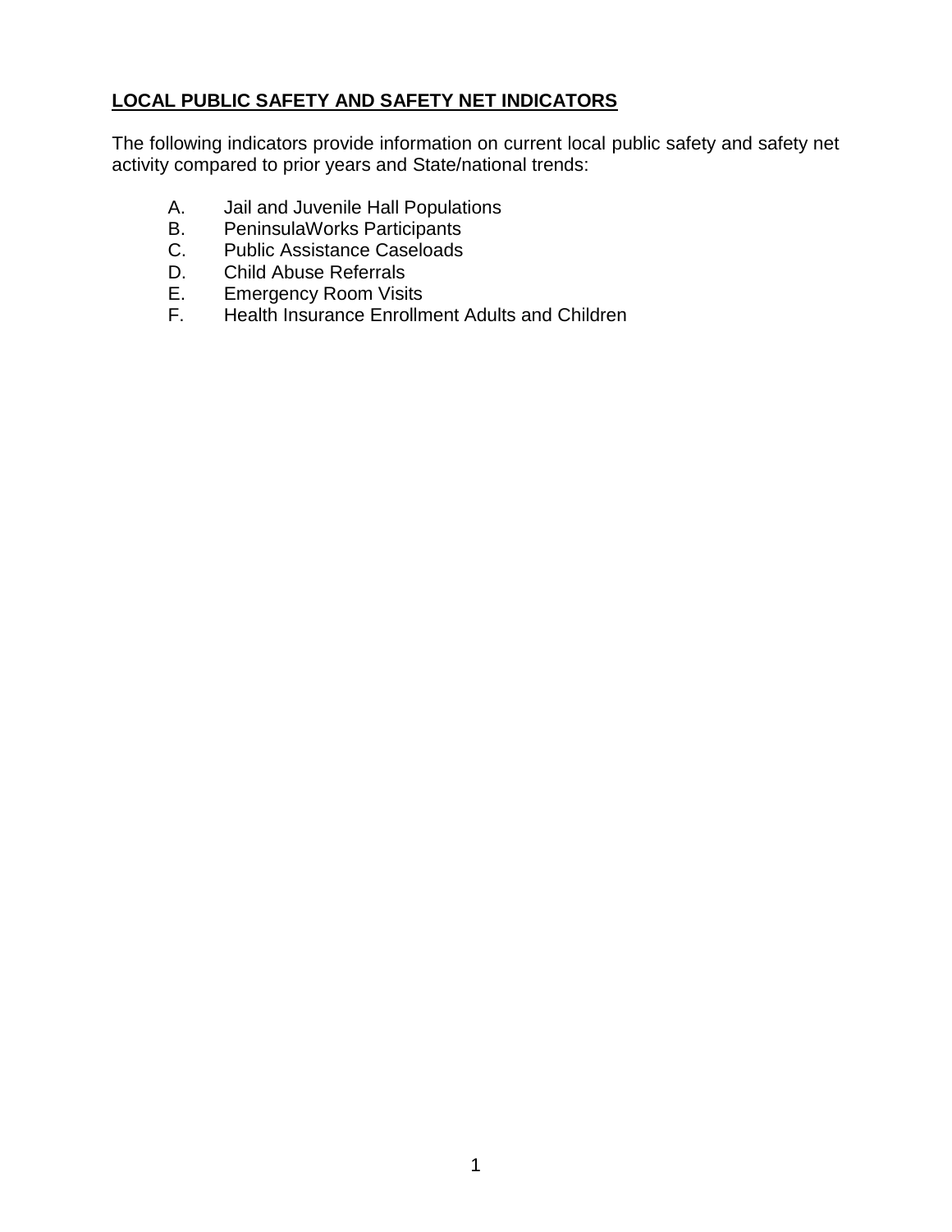## LOCAL PUBLIC SAFETY AND SAFETY NET INDICATORS

The following indicators provide information on current local public safety and safety net activity compared to prior years and State/national trends:

A. Jail and Juvenile Hall Populations
B. PeninsulaWorks Participants
C. Public Assistance Caseloads
D. Child Abuse Referrals
E. Emergency Room Visits
F. Health Insurance Enrollment Adults and Children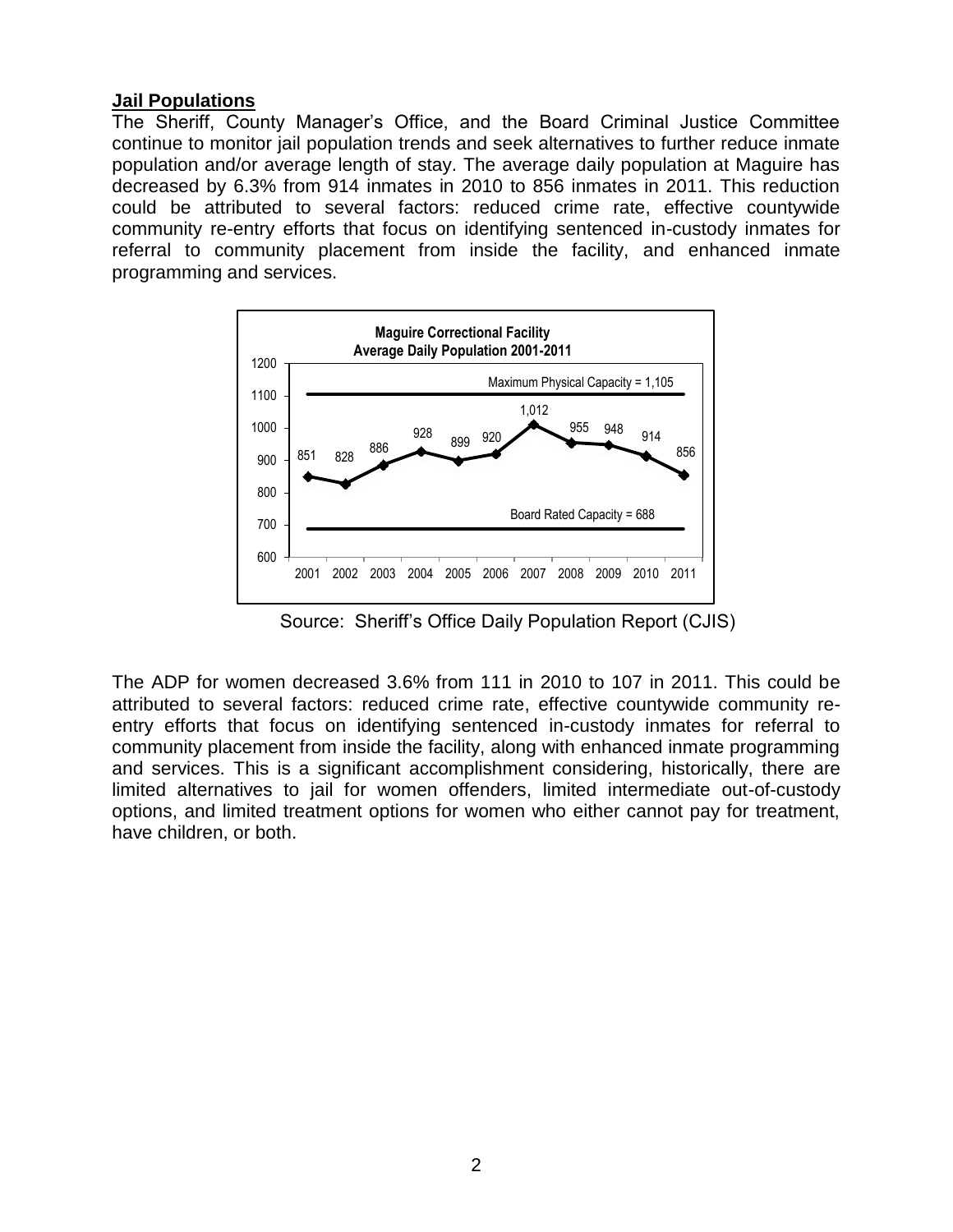**Jail Populations**

The Sheriff, County Manager's Office, and the Board Criminal Justice Committee continue to monitor jail population trends and seek alternatives to further reduce inmate population and/or average length of stay. The average daily population at Maguire has decreased by 6.3% from 914 inmates in 2010 to 856 inmates in 2011. This reduction could be attributed to several factors: reduced crime rate, effective countywide community re-entry efforts that focus on identifying sentenced in-custody inmates for referral to community placement from inside the facility, and enhanced inmate programming and services.

**Maguire Correctional Facility Average Daily Population 2001-2011**

| Year | 2001 | 2002 | 2003 | 2004 | 2005 | 2006 | 2007 | 2008 | 2009 | 2010 | 2011 |
|---|---|---|---|---|---|---|---|---|---|---|---|
| Average Daily Population | 851 | 828 | 886 | 928 | 899 | 920 | 1,012 | 955 | 948 | 914 | 856 |

Maximum Physical Capacity = 1,105

Board Rated Capacity = 688

Source: Sheriff's Office Daily Population Report (CJIS)

The ADP for women decreased 3.6% from 111 in 2010 to 107 in 2011. This could be attributed to several factors: reduced crime rate, effective countywide community re-entry efforts that focus on identifying sentenced in-custody inmates for referral to community placement from inside the facility, along with enhanced inmate programming and services. This is a significant accomplishment considering, historically, there are limited alternatives to jail for women offenders, limited intermediate out-of-custody options, and limited treatment options for women who either cannot pay for treatment, have children, or both.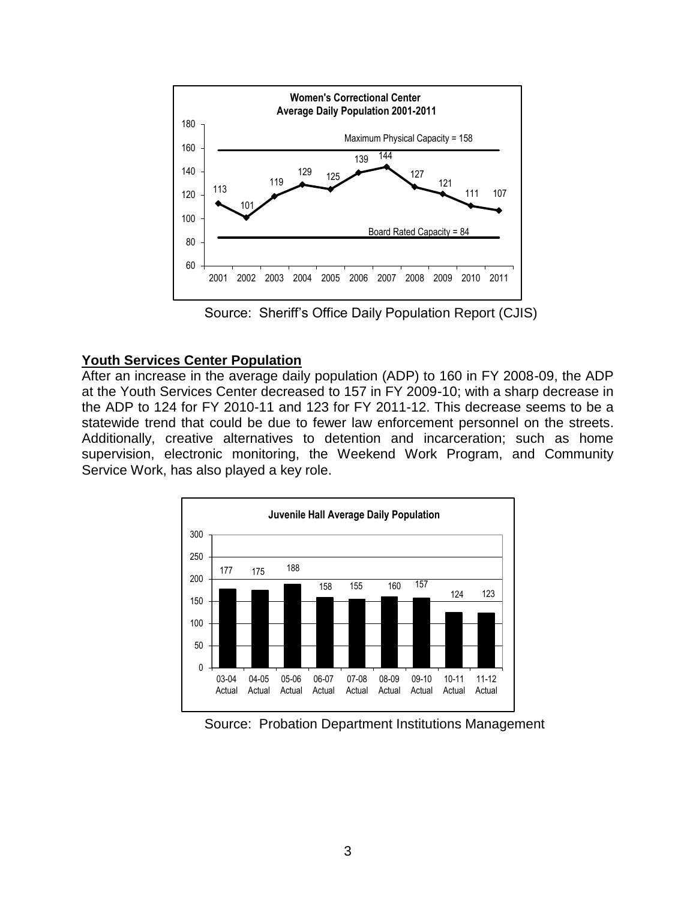**Women's Correctional Center**
**Average Daily Population 2001-2011**

| Year | 2001 | 2002 | 2003 | 2004 | 2005 | 2006 | 2007 | 2008 | 2009 | 2010 | 2011 |
|---|---|---|---|---|---|---|---|---|---|---|---|
| Average Daily Population | 113 | 101 | 119 | 129 | 125 | 139 | 144 | 127 | 121 | 111 | 107 |

Maximum Physical Capacity = 158

Board Rated Capacity = 84

Source: Sheriff's Office Daily Population Report (CJIS)

## Youth Services Center Population

After an increase in the average daily population (ADP) to 160 in FY 2008-09, the ADP at the Youth Services Center decreased to 157 in FY 2009-10; with a sharp decrease in the ADP to 124 for FY 2010-11 and 123 for FY 2011-12. This decrease seems to be a statewide trend that could be due to fewer law enforcement personnel on the streets. Additionally, creative alternatives to detention and incarceration; such as home supervision, electronic monitoring, the Weekend Work Program, and Community Service Work, has also played a key role.

**Juvenile Hall Average Daily Population**

| Fiscal Year | 03-04 Actual | 04-05 Actual | 05-06 Actual | 06-07 Actual | 07-08 Actual | 08-09 Actual | 09-10 Actual | 10-11 Actual | 11-12 Actual |
|---|---|---|---|---|---|---|---|---|---|
| Average Daily Population | 177 | 175 | 188 | 158 | 155 | 160 | 157 | 124 | 123 |

Source: Probation Department Institutions Management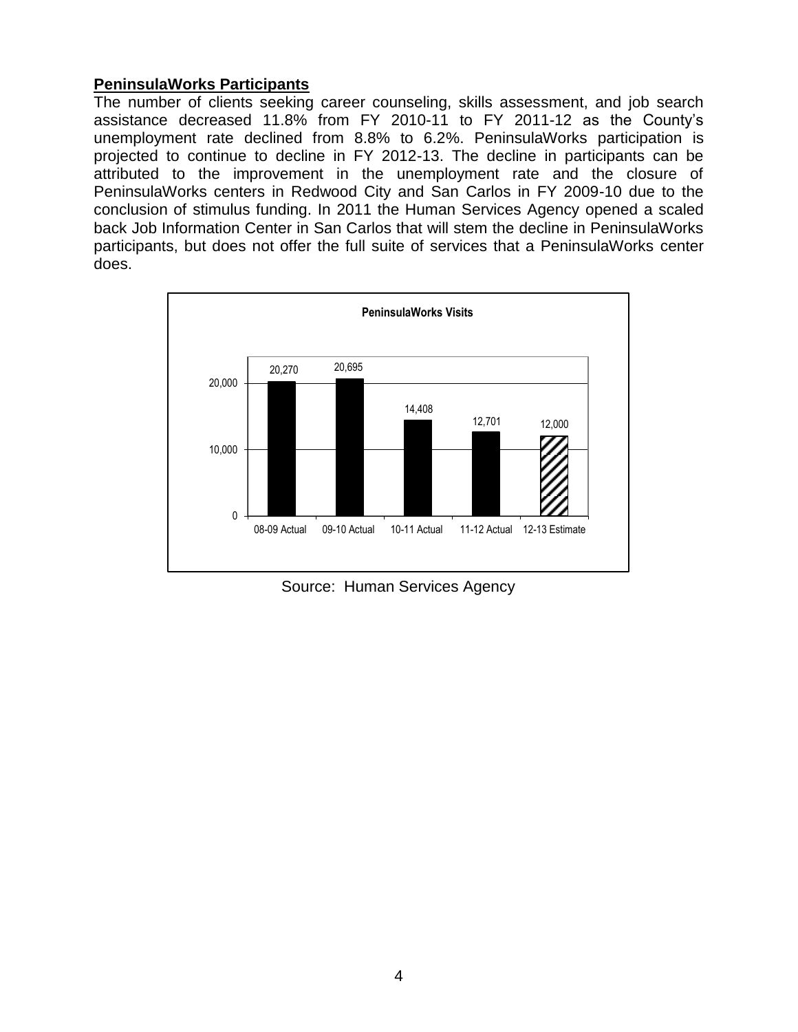## PeninsulaWorks Participants

The number of clients seeking career counseling, skills assessment, and job search assistance decreased 11.8% from FY 2010-11 to FY 2011-12 as the County's unemployment rate declined from 8.8% to 6.2%. PeninsulaWorks participation is projected to continue to decline in FY 2012-13. The decline in participants can be attributed to the improvement in the unemployment rate and the closure of PeninsulaWorks centers in Redwood City and San Carlos in FY 2009-10 due to the conclusion of stimulus funding. In 2011 the Human Services Agency opened a scaled back Job Information Center in San Carlos that will stem the decline in PeninsulaWorks participants, but does not offer the full suite of services that a PeninsulaWorks center does.

**PeninsulaWorks Visits**

| 08-09 Actual | 09-10 Actual | 10-11 Actual | 11-12 Actual | 12-13 Estimate |
|---|---|---|---|---|
| 20,270 | 20,695 | 14,408 | 12,701 | 12,000 |

Source: Human Services Agency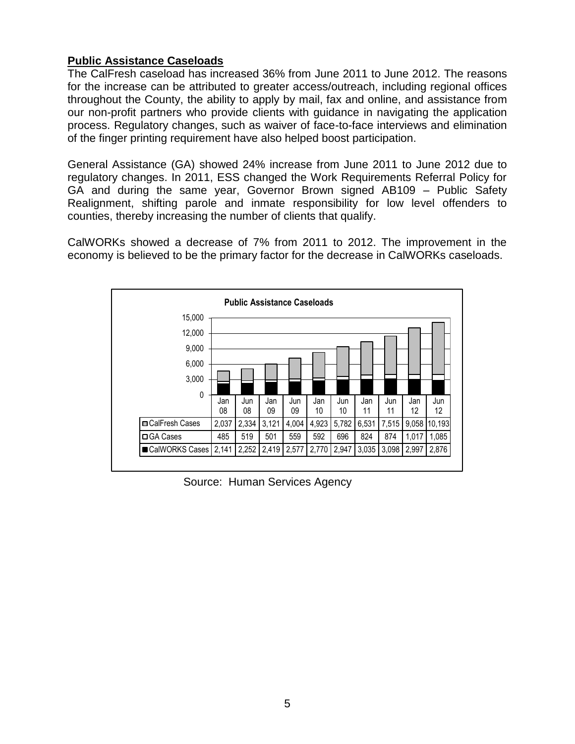**Public Assistance Caseloads**

The CalFresh caseload has increased 36% from June 2011 to June 2012. The reasons for the increase can be attributed to greater access/outreach, including regional offices throughout the County, the ability to apply by mail, fax and online, and assistance from our non-profit partners who provide clients with guidance in navigating the application process. Regulatory changes, such as waiver of face-to-face interviews and elimination of the finger printing requirement have also helped boost participation.

General Assistance (GA) showed 24% increase from June 2011 to June 2012 due to regulatory changes. In 2011, ESS changed the Work Requirements Referral Policy for GA and during the same year, Governor Brown signed AB109 – Public Safety Realignment, shifting parole and inmate responsibility for low level offenders to counties, thereby increasing the number of clients that qualify.

CalWORKs showed a decrease of 7% from 2011 to 2012. The improvement in the economy is believed to be the primary factor for the decrease in CalWORKs caseloads.

**Public Assistance Caseloads**

| | Jan 08 | Jun 08 | Jan 09 | Jun 09 | Jan 10 | Jun 10 | Jan 11 | Jun 11 | Jan 12 | Jun 12 |
|---|---|---|---|---|---|---|---|---|---|---|
| CalFresh Cases | 2,037 | 2,334 | 3,121 | 4,004 | 4,923 | 5,782 | 6,531 | 7,515 | 9,058 | 10,193 |
| GA Cases | 485 | 519 | 501 | 559 | 592 | 696 | 824 | 874 | 1,017 | 1,085 |
| CalWORKS Cases | 2,141 | 2,252 | 2,419 | 2,577 | 2,770 | 2,947 | 3,035 | 3,098 | 2,997 | 2,876 |

Source: Human Services Agency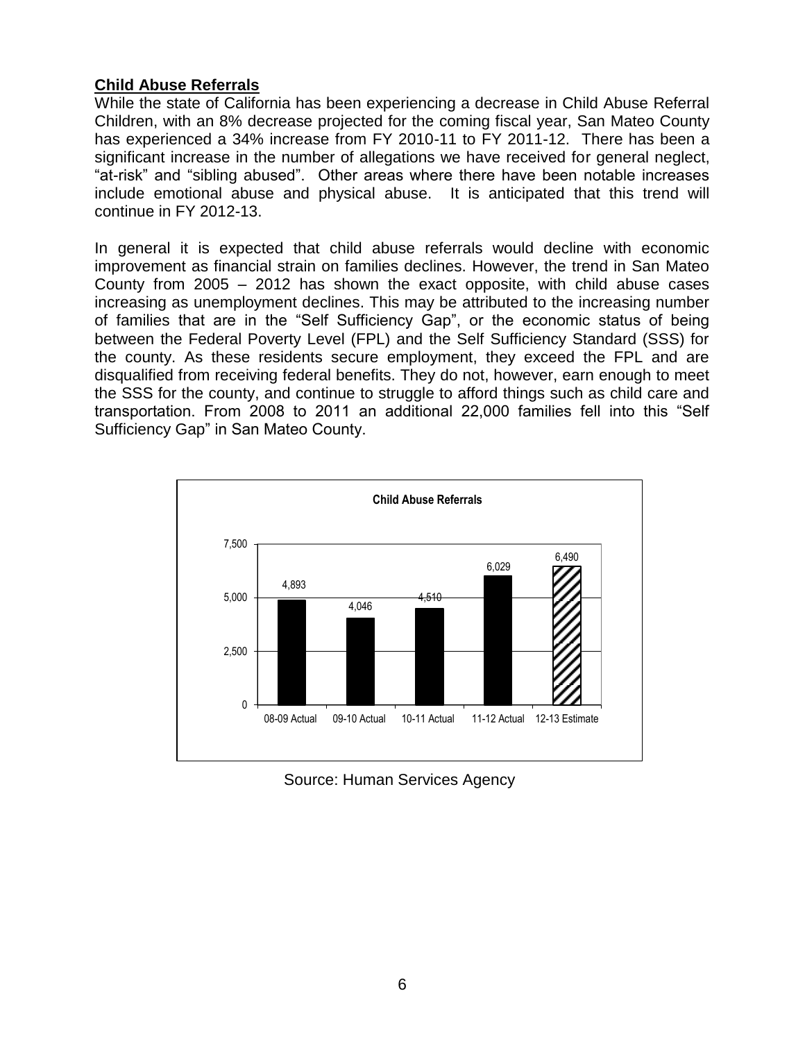**Child Abuse Referrals**

While the state of California has been experiencing a decrease in Child Abuse Referral Children, with an 8% decrease projected for the coming fiscal year, San Mateo County has experienced a 34% increase from FY 2010-11 to FY 2011-12. There has been a significant increase in the number of allegations we have received for general neglect, “at-risk” and “sibling abused”. Other areas where there have been notable increases include emotional abuse and physical abuse. It is anticipated that this trend will continue in FY 2012-13.

In general it is expected that child abuse referrals would decline with economic improvement as financial strain on families declines. However, the trend in San Mateo County from 2005 – 2012 has shown the exact opposite, with child abuse cases increasing as unemployment declines. This may be attributed to the increasing number of families that are in the “Self Sufficiency Gap”, or the economic status of being between the Federal Poverty Level (FPL) and the Self Sufficiency Standard (SSS) for the county. As these residents secure employment, they exceed the FPL and are disqualified from receiving federal benefits. They do not, however, earn enough to meet the SSS for the county, and continue to struggle to afford things such as child care and transportation. From 2008 to 2011 an additional 22,000 families fell into this “Self Sufficiency Gap” in San Mateo County.

**Child Abuse Referrals**

| 08-09 Actual | 09-10 Actual | 10-11 Actual | 11-12 Actual | 12-13 Estimate |
|---|---|---|---|---|
| 4,893 | 4,046 | 4,510 | 6,029 | 6,490 |

Source: Human Services Agency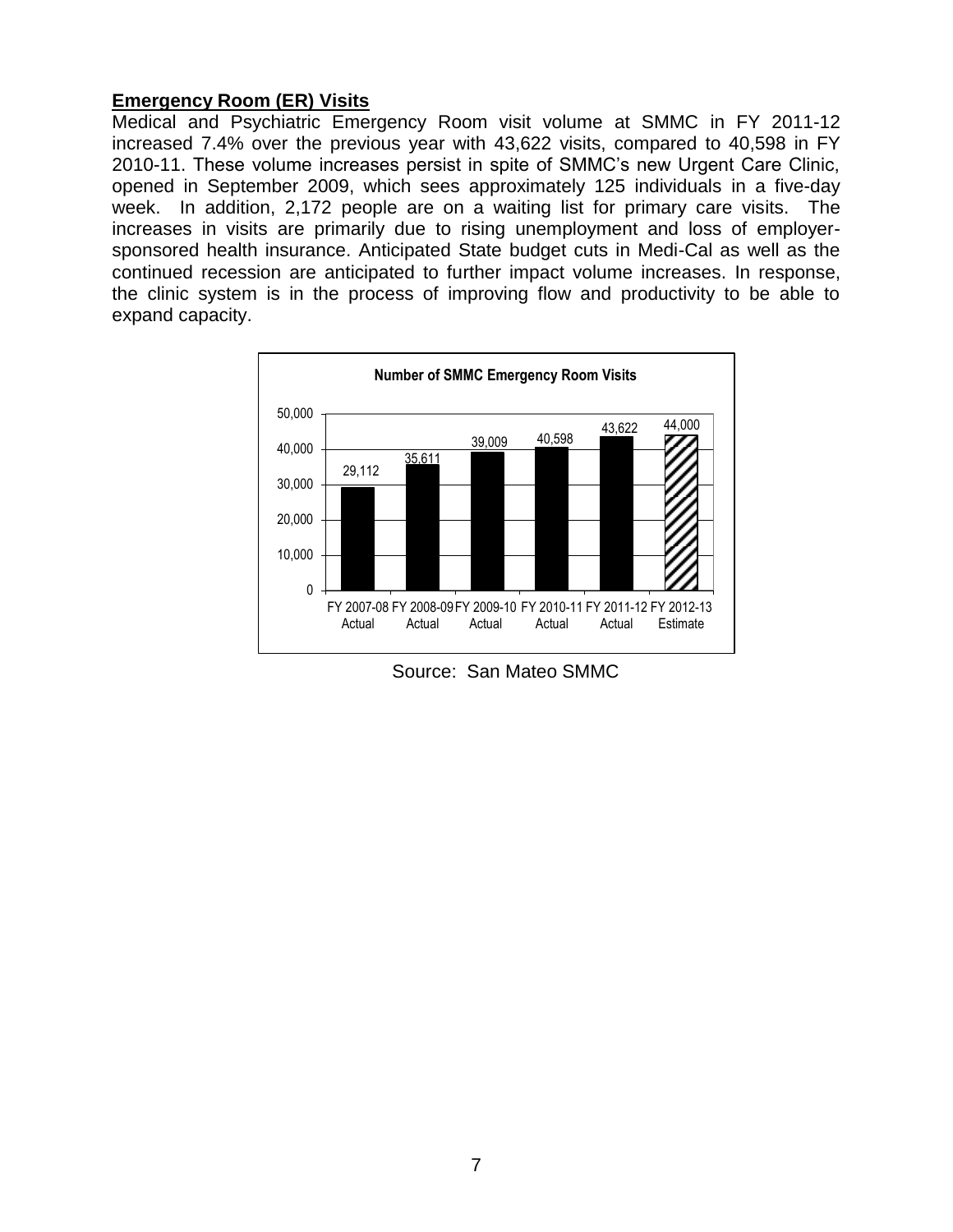**Emergency Room (ER) Visits**

Medical and Psychiatric Emergency Room visit volume at SMMC in FY 2011-12 increased 7.4% over the previous year with 43,622 visits, compared to 40,598 in FY 2010-11. These volume increases persist in spite of SMMC's new Urgent Care Clinic, opened in September 2009, which sees approximately 125 individuals in a five-day week. In addition, 2,172 people are on a waiting list for primary care visits. The increases in visits are primarily due to rising unemployment and loss of employer-sponsored health insurance. Anticipated State budget cuts in Medi-Cal as well as the continued recession are anticipated to further impact volume increases. In response, the clinic system is in the process of improving flow and productivity to be able to expand capacity.

**Number of SMMC Emergency Room Visits**

| Fiscal Year | Visits |
|---|---|
| FY 2007-08 Actual | 29,112 |
| FY 2008-09 Actual | 35,611 |
| FY 2009-10 Actual | 39,009 |
| FY 2010-11 Actual | 40,598 |
| FY 2011-12 Actual | 43,622 |
| FY 2012-13 Estimate | 44,000 |

Source: San Mateo SMMC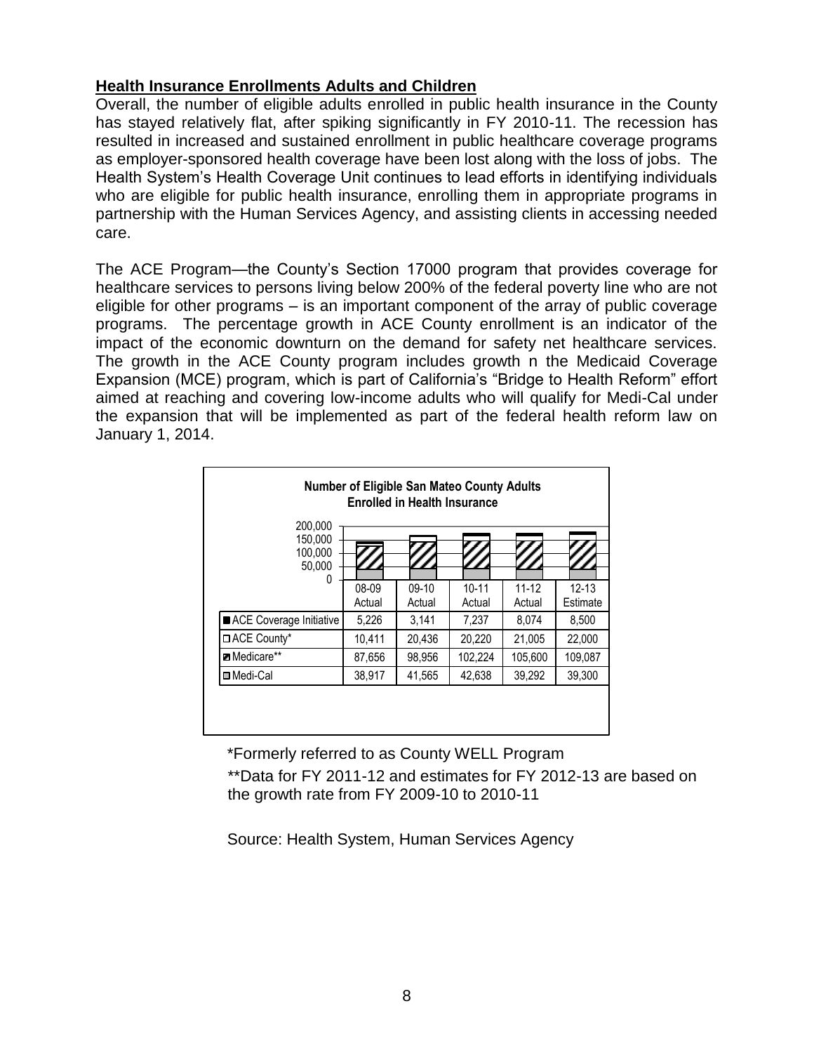## Health Insurance Enrollments Adults and Children

Overall, the number of eligible adults enrolled in public health insurance in the County has stayed relatively flat, after spiking significantly in FY 2010-11. The recession has resulted in increased and sustained enrollment in public healthcare coverage programs as employer-sponsored health coverage have been lost along with the loss of jobs. The Health System's Health Coverage Unit continues to lead efforts in identifying individuals who are eligible for public health insurance, enrolling them in appropriate programs in partnership with the Human Services Agency, and assisting clients in accessing needed care.

The ACE Program—the County's Section 17000 program that provides coverage for healthcare services to persons living below 200% of the federal poverty line who are not eligible for other programs – is an important component of the array of public coverage programs. The percentage growth in ACE County enrollment is an indicator of the impact of the economic downturn on the demand for safety net healthcare services. The growth in the ACE County program includes growth n the Medicaid Coverage Expansion (MCE) program, which is part of California's "Bridge to Health Reform" effort aimed at reaching and covering low-income adults who will qualify for Medi-Cal under the expansion that will be implemented as part of the federal health reform law on January 1, 2014.

**Number of Eligible San Mateo County Adults Enrolled in Health Insurance**

| | 08-09 Actual | 09-10 Actual | 10-11 Actual | 11-12 Actual | 12-13 Estimate |
|---|---|---|---|---|---|
| ACE Coverage Initiative | 5,226 | 3,141 | 7,237 | 8,074 | 8,500 |
| ACE County* | 10,411 | 20,436 | 20,220 | 21,005 | 22,000 |
| Medicare** | 87,656 | 98,956 | 102,224 | 105,600 | 109,087 |
| Medi-Cal | 38,917 | 41,565 | 42,638 | 39,292 | 39,300 |

\*Formerly referred to as County WELL Program

\**Data for FY 2011-12 and estimates for FY 2012-13 are based on the growth rate from FY 2009-10 to 2010-11

Source: Health System, Human Services Agency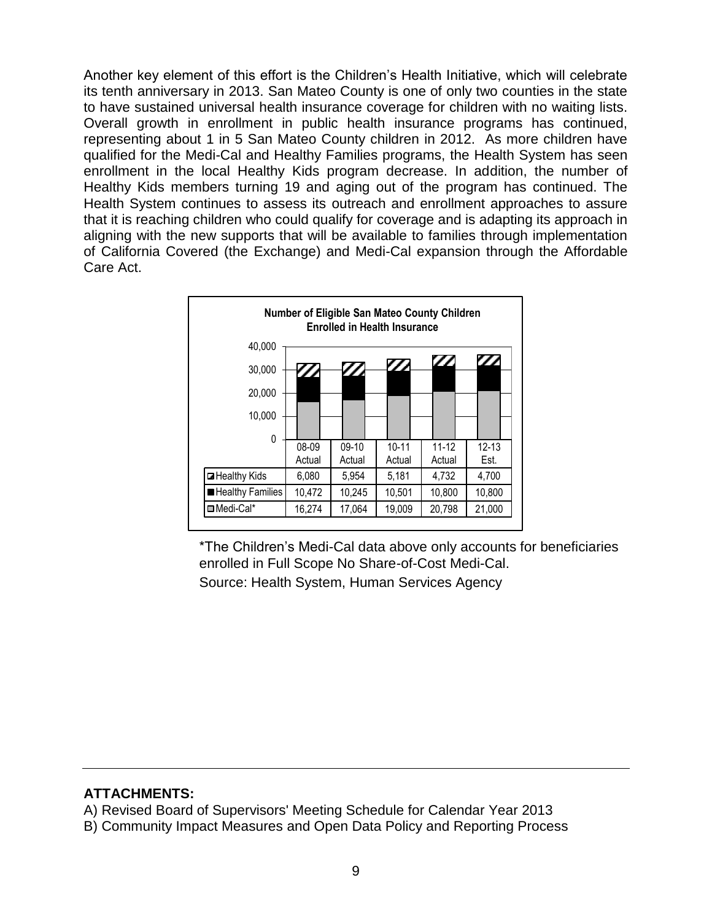Another key element of this effort is the Children's Health Initiative, which will celebrate its tenth anniversary in 2013. San Mateo County is one of only two counties in the state to have sustained universal health insurance coverage for children with no waiting lists. Overall growth in enrollment in public health insurance programs has continued, representing about 1 in 5 San Mateo County children in 2012. As more children have qualified for the Medi-Cal and Healthy Families programs, the Health System has seen enrollment in the local Healthy Kids program decrease. In addition, the number of Healthy Kids members turning 19 and aging out of the program has continued. The Health System continues to assess its outreach and enrollment approaches to assure that it is reaching children who could qualify for coverage and is adapting its approach in aligning with the new supports that will be available to families through implementation of California Covered (the Exchange) and Medi-Cal expansion through the Affordable Care Act.

**Number of Eligible San Mateo County Children Enrolled in Health Insurance**

40,000
30,000
20,000
10,000
0

08-09 Actual
09-10 Actual
10-11 Actual
11-12 Actual
12-13 Est.

Healthy Kids 6,080 5,954 5,181 4,732 4,700
Healthy Families 10,472 10,245 10,501 10,800 10,800
Medi-Cal* 16,274 17,064 19,009 20,798 21,000

*The Children's Medi-Cal data above only accounts for beneficiaries enrolled in Full Scope No Share-of-Cost Medi-Cal.

Source: Health System, Human Services Agency

---

**ATTACHMENTS:**

A) Revised Board of Supervisors' Meeting Schedule for Calendar Year 2013
B) Community Impact Measures and Open Data Policy and Reporting Process